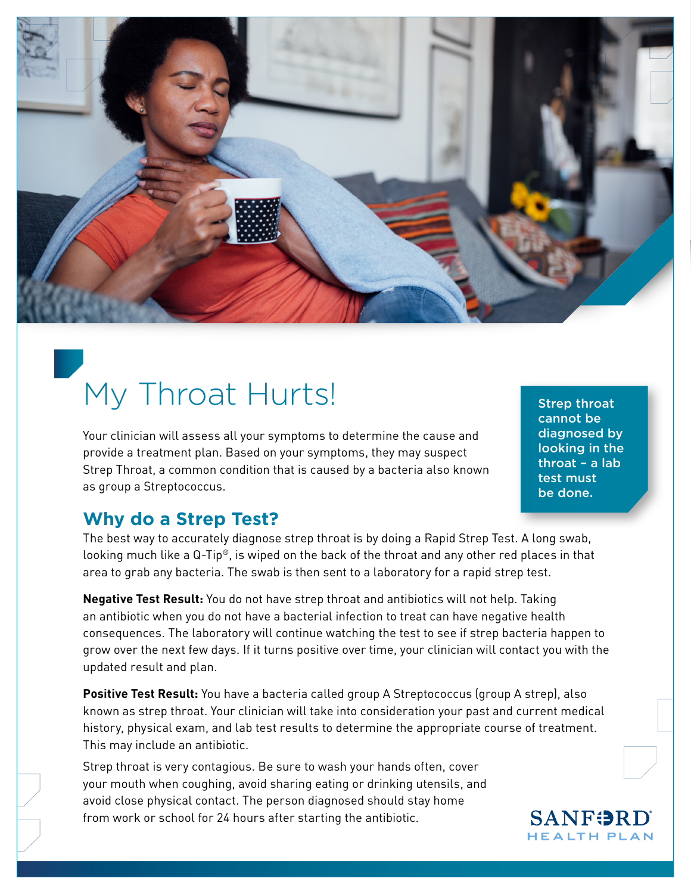# My Throat Hurts!

Your clinician will assess all your symptoms to determine the cause and provide a treatment plan. Based on your symptoms, they may suspect Strep Throat, a common condition that is caused by a bacteria also known as group a Streptococcus.

**Strep throat cannot be diagnosed by looking in the throat – a lab test must be done.**

## Why do a Strep Test?

The best way to accurately diagnose strep throat is by doing a Rapid Strep Test. A long swab, looking much like a Q-Tip®, is wiped on the back of the throat and any other red places in that area to grab any bacteria. The swab is then sent to a laboratory for a rapid strep test.

**Negative Test Result:** You do not have strep throat and antibiotics will not help. Taking an antibiotic when you do not have a bacterial infection to treat can have negative health consequences. The laboratory will continue watching the test to see if strep bacteria happen to grow over the next few days. If it turns positive over time, your clinician will contact you with the updated result and plan.

**Positive Test Result:** You have a bacteria called group A Streptococcus (group A strep), also known as strep throat. Your clinician will take into consideration your past and current medical history, physical exam, and lab test results to determine the appropriate course of treatment. This may include an antibiotic.

Strep throat is very contagious. Be sure to wash your hands often, cover your mouth when coughing, avoid sharing eating or drinking utensils, and avoid close physical contact. The person diagnosed should stay home from work or school for 24 hours after starting the antibiotic.

SANFORD HEALTH PLAN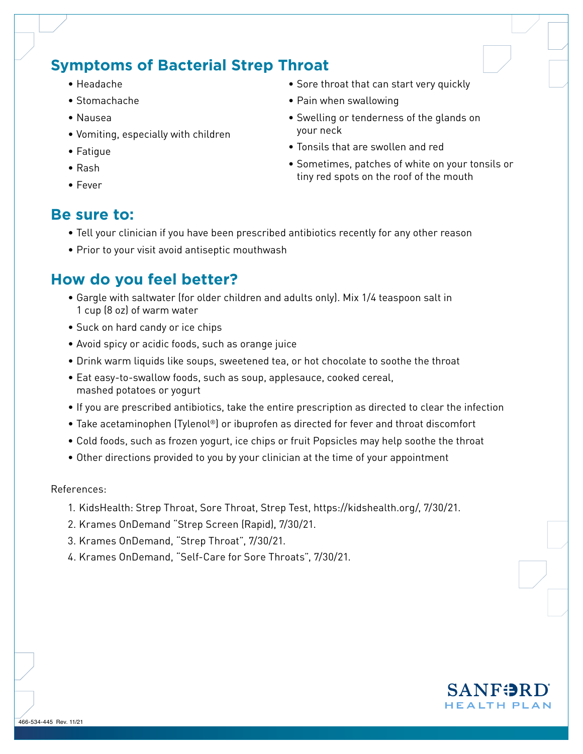## Symptoms of Bacterial Strep Throat

- Headache
- Stomachache
- Nausea
- Vomiting, especially with children
- Fatigue
- Rash
- Fever
- Sore throat that can start very quickly
- Pain when swallowing
- Swelling or tenderness of the glands on your neck
- Tonsils that are swollen and red
- Sometimes, patches of white on your tonsils or tiny red spots on the roof of the mouth

## Be sure to:

- Tell your clinician if you have been prescribed antibiotics recently for any other reason
- Prior to your visit avoid antiseptic mouthwash

## How do you feel better?

- Gargle with saltwater (for older children and adults only). Mix 1/4 teaspoon salt in 1 cup (8 oz) of warm water
- Suck on hard candy or ice chips
- Avoid spicy or acidic foods, such as orange juice
- Drink warm liquids like soups, sweetened tea, or hot chocolate to soothe the throat
- Eat easy-to-swallow foods, such as soup, applesauce, cooked cereal, mashed potatoes or yogurt
- If you are prescribed antibiotics, take the entire prescription as directed to clear the infection
- Take acetaminophen (Tylenol®) or ibuprofen as directed for fever and throat discomfort
- Cold foods, such as frozen yogurt, ice chips or fruit Popsicles may help soothe the throat
- Other directions provided to you by your clinician at the time of your appointment

References:

1. KidsHealth: Strep Throat, Sore Throat, Strep Test, https://kidshealth.org/, 7/30/21.
2. Krames OnDemand "Strep Screen (Rapid), 7/30/21.
3. Krames OnDemand, "Strep Throat", 7/30/21.
4. Krames OnDemand, "Self-Care for Sore Throats", 7/30/21.

SANFORD HEALTH PLAN

466-534-445 Rev. 11/21